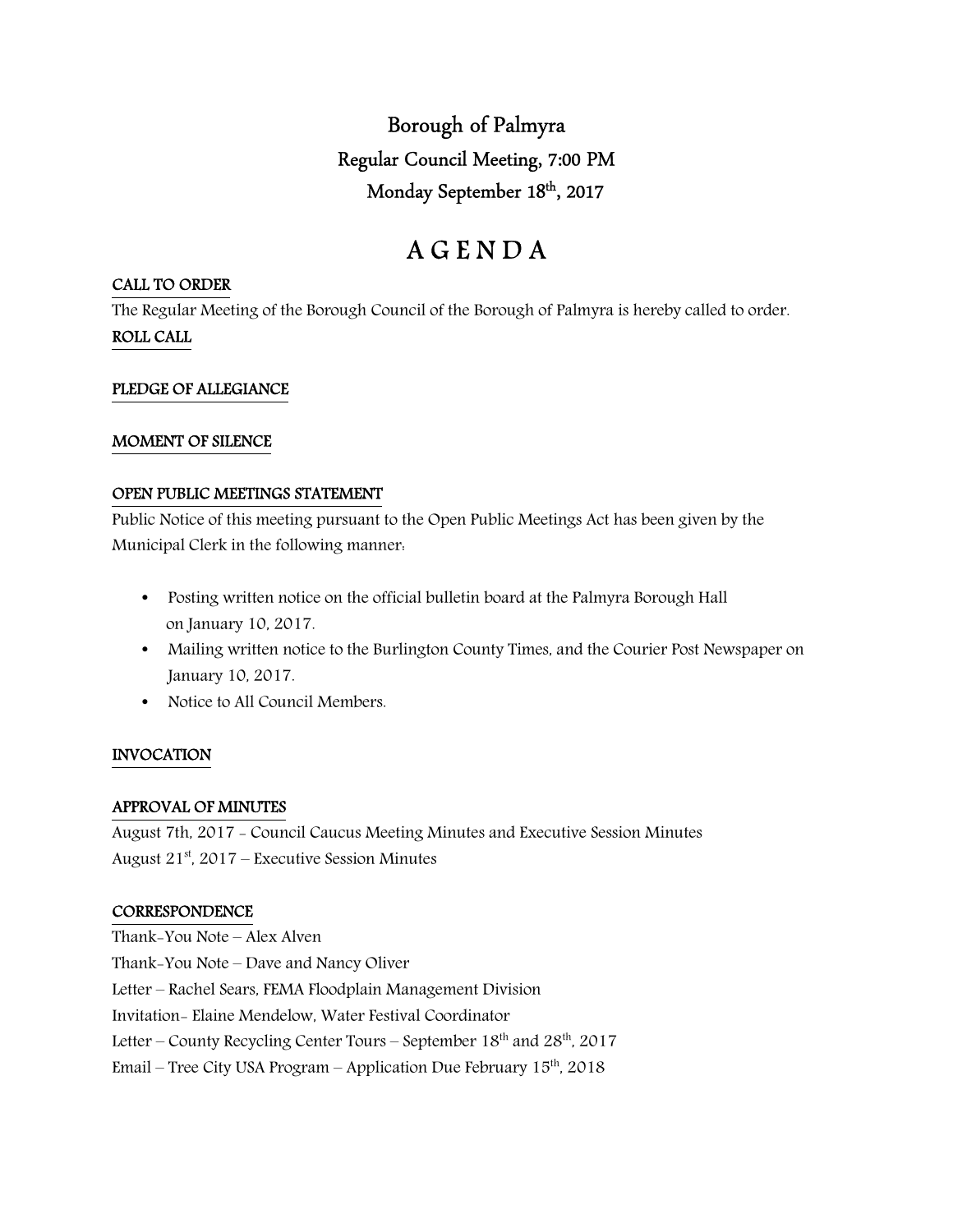# Borough of Palmyra

## Regular Council Meeting, 7:00 PM

## Monday September 18th, 2017

# A G E N D A

**CALL TO ORDER**

The Regular Meeting of the Borough Council of the Borough of Palmyra is hereby called to order.

**ROLL CALL**

**PLEDGE OF ALLEGIANCE**

**MOMENT OF SILENCE**

**OPEN PUBLIC MEETINGS STATEMENT**

Public Notice of this meeting pursuant to the Open Public Meetings Act has been given by the Municipal Clerk in the following manner:

- Posting written notice on the official bulletin board at the Palmyra Borough Hall on January 10, 2017.
- Mailing written notice to the Burlington County Times, and the Courier Post Newspaper on January 10, 2017.
- Notice to All Council Members.

**INVOCATION**

**APPROVAL OF MINUTES**

August 7th, 2017 - Council Caucus Meeting Minutes and Executive Session Minutes

August 21st, 2017 – Executive Session Minutes

**CORRESPONDENCE**

Thank-You Note – Alex Alven

Thank-You Note – Dave and Nancy Oliver

Letter – Rachel Sears, FEMA Floodplain Management Division

Invitation- Elaine Mendelow, Water Festival Coordinator

Letter – County Recycling Center Tours – September 18th and 28th, 2017

Email – Tree City USA Program – Application Due February 15th, 2018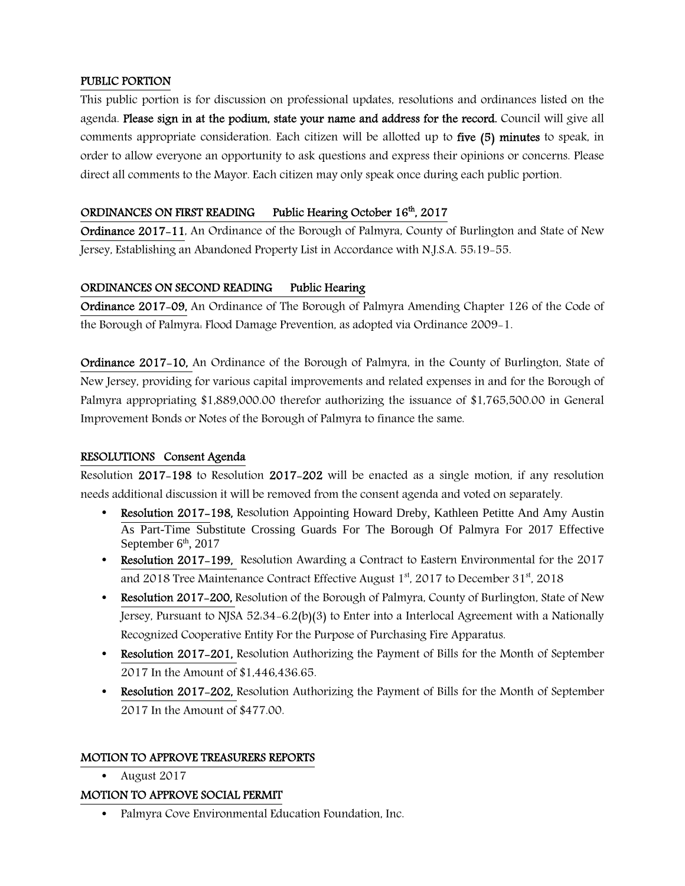## PUBLIC PORTION

This public portion is for discussion on professional updates, resolutions and ordinances listed on the agenda. **Please sign in at the podium, state your name and address for the record.** Council will give all comments appropriate consideration. Each citizen will be allotted up to **five (5) minutes** to speak, in order to allow everyone an opportunity to ask questions and express their opinions or concerns. Please direct all comments to the Mayor. Each citizen may only speak once during each public portion.

## ORDINANCES ON FIRST READING Public Hearing October 16th, 2017

**Ordinance 2017-11**, An Ordinance of the Borough of Palmyra, County of Burlington and State of New Jersey, Establishing an Abandoned Property List in Accordance with N.J.S.A. 55:19-55.

## ORDINANCES ON SECOND READING Public Hearing

**Ordinance 2017-09,** An Ordinance of The Borough of Palmyra Amending Chapter 126 of the Code of the Borough of Palmyra: Flood Damage Prevention, as adopted via Ordinance 2009-1.

**Ordinance 2017-10,** An Ordinance of the Borough of Palmyra, in the County of Burlington, State of New Jersey, providing for various capital improvements and related expenses in and for the Borough of Palmyra appropriating $1,889,000.00 therefor authorizing the issuance of $1,765,500.00 in General Improvement Bonds or Notes of the Borough of Palmyra to finance the same.

## RESOLUTIONS Consent Agenda

Resolution **2017-198** to Resolution **2017-202** will be enacted as a single motion, if any resolution needs additional discussion it will be removed from the consent agenda and voted on separately.

- **Resolution 2017-198,** Resolution Appointing Howard Dreby, Kathleen Petitte And Amy Austin As Part-Time Substitute Crossing Guards For The Borough Of Palmyra For 2017 Effective September 6th, 2017
- **Resolution 2017-199,** Resolution Awarding a Contract to Eastern Environmental for the 2017 and 2018 Tree Maintenance Contract Effective August 1st, 2017 to December 31st, 2018
- **Resolution 2017-200,** Resolution of the Borough of Palmyra, County of Burlington, State of New Jersey, Pursuant to NJSA 52:34-6.2(b)(3) to Enter into a Interlocal Agreement with a Nationally Recognized Cooperative Entity For the Purpose of Purchasing Fire Apparatus.
- **Resolution 2017-201,** Resolution Authorizing the Payment of Bills for the Month of September 2017 In the Amount of $1,446,436.65.
- **Resolution 2017-202,** Resolution Authorizing the Payment of Bills for the Month of September 2017 In the Amount of $477.00.

## MOTION TO APPROVE TREASURERS REPORTS

- August 2017

## MOTION TO APPROVE SOCIAL PERMIT

- Palmyra Cove Environmental Education Foundation, Inc.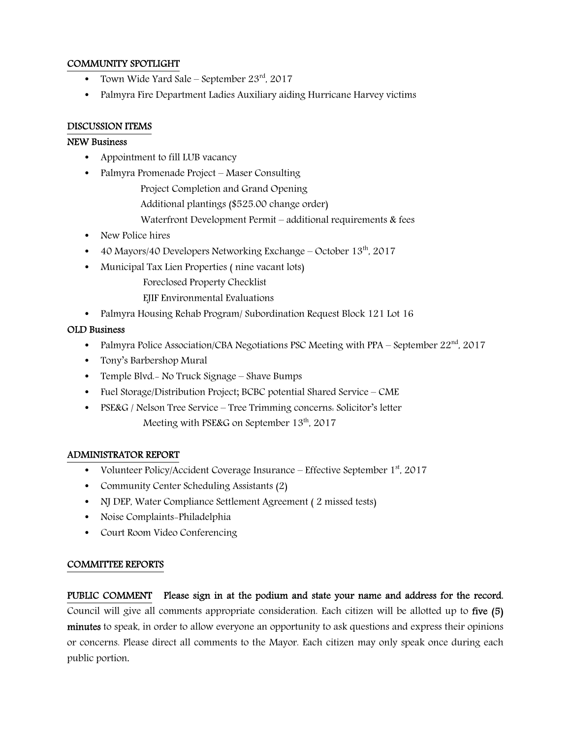## COMMUNITY SPOTLIGHT

- Town Wide Yard Sale – September 23rd, 2017
- Palmyra Fire Department Ladies Auxiliary aiding Hurricane Harvey victims

## DISCUSSION ITEMS

**NEW Business**

- Appointment to fill LUB vacancy
- Palmyra Promenade Project – Maser Consulting
  - Project Completion and Grand Opening
  - Additional plantings ($525.00 change order)
  - Waterfront Development Permit – additional requirements & fees
- New Police hires
- 40 Mayors/40 Developers Networking Exchange – October 13th, 2017
- Municipal Tax Lien Properties ( nine vacant lots)
  - Foreclosed Property Checklist
  - EJIF Environmental Evaluations
- Palmyra Housing Rehab Program/ Subordination Request Block 121 Lot 16

**OLD Business**

- Palmyra Police Association/CBA Negotiations PSC Meeting with PPA – September 22nd, 2017
- Tony's Barbershop Mural
- Temple Blvd.- No Truck Signage – Shave Bumps
- Fuel Storage/Distribution Project; BCBC potential Shared Service – CME
- PSE&G / Nelson Tree Service – Tree Trimming concerns: Solicitor's letter
  - Meeting with PSE&G on September 13th, 2017

## ADMINISTRATOR REPORT

- Volunteer Policy/Accident Coverage Insurance – Effective September 1st, 2017
- Community Center Scheduling Assistants (2)
- NJ DEP, Water Compliance Settlement Agreement ( 2 missed tests)
- Noise Complaints-Philadelphia
- Court Room Video Conferencing

## COMMITTEE REPORTS

**PUBLIC COMMENT** **Please sign in at the podium and state your name and address for the record.** Council will give all comments appropriate consideration. Each citizen will be allotted up to **five (5) minutes** to speak, in order to allow everyone an opportunity to ask questions and express their opinions or concerns. Please direct all comments to the Mayor. Each citizen may only speak once during each public portion.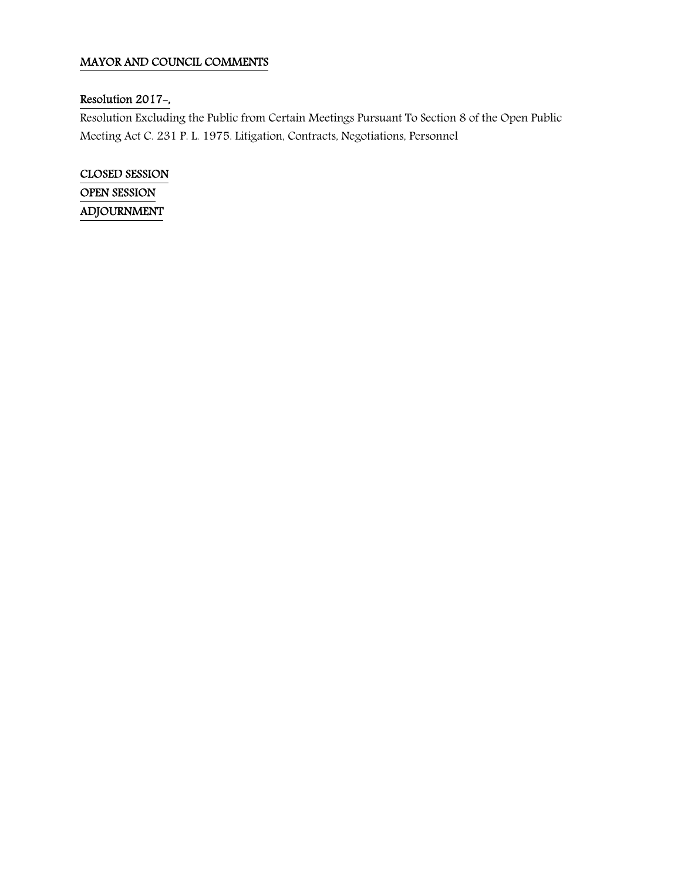**MAYOR AND COUNCIL COMMENTS**

**Resolution 2017-,**

Resolution Excluding the Public from Certain Meetings Pursuant To Section 8 of the Open Public Meeting Act C. 231 P. L. 1975. Litigation, Contracts, Negotiations, Personnel

**CLOSED SESSION**

**OPEN SESSION**

**ADJOURNMENT**